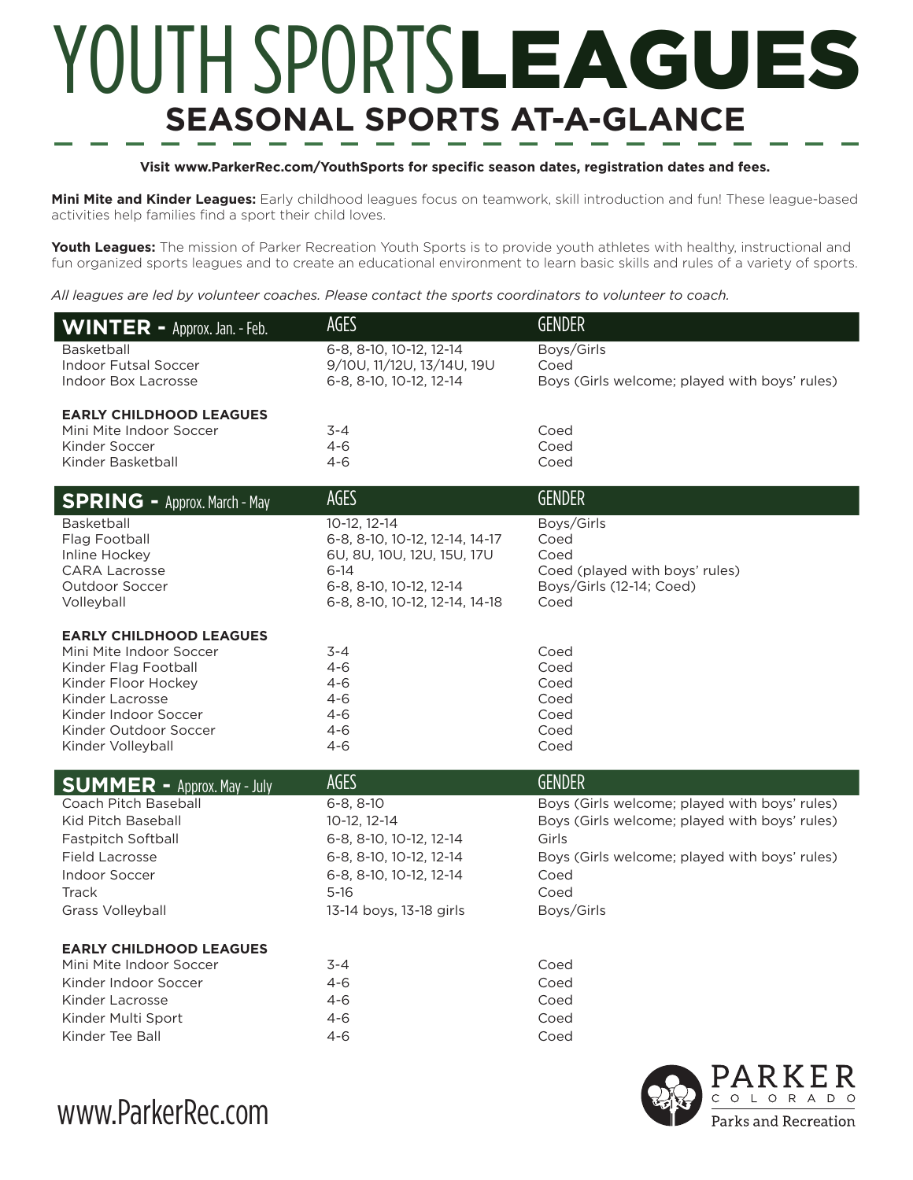# YOUTH SPORTS LEAGUES

## SEASONAL SPORTS AT-A-GLANCE

**Visit www.ParkerRec.com/YouthSports for specific season dates, registration dates and fees.**

**Mini Mite and Kinder Leagues:** Early childhood leagues focus on teamwork, skill introduction and fun! These league-based activities help families find a sport their child loves.

**Youth Leagues:** The mission of Parker Recreation Youth Sports is to provide youth athletes with healthy, instructional and fun organized sports leagues and to create an educational environment to learn basic skills and rules of a variety of sports.

*All leagues are led by volunteer coaches. Please contact the sports coordinators to volunteer to coach.*

| WINTER - Approx. Jan. - Feb. | AGES | GENDER |
|---|---|---|
| Basketball | 6-8, 8-10, 10-12, 12-14 | Boys/Girls |
| Indoor Futsal Soccer | 9/10U, 11/12U, 13/14U, 19U | Coed |
| Indoor Box Lacrosse | 6-8, 8-10, 10-12, 12-14 | Boys (Girls welcome; played with boys' rules) |
| **EARLY CHILDHOOD LEAGUES** | | |
| Mini Mite Indoor Soccer | 3-4 | Coed |
| Kinder Soccer | 4-6 | Coed |
| Kinder Basketball | 4-6 | Coed |

| SPRING - Approx. March - May | AGES | GENDER |
|---|---|---|
| Basketball | 10-12, 12-14 | Boys/Girls |
| Flag Football | 6-8, 8-10, 10-12, 12-14, 14-17 | Coed |
| Inline Hockey | 6U, 8U, 10U, 12U, 15U, 17U | Coed |
| CARA Lacrosse | 6-14 | Coed (played with boys' rules) |
| Outdoor Soccer | 6-8, 8-10, 10-12, 12-14 | Boys/Girls (12-14; Coed) |
| Volleyball | 6-8, 8-10, 10-12, 12-14, 14-18 | Coed |
| **EARLY CHILDHOOD LEAGUES** | | |
| Mini Mite Indoor Soccer | 3-4 | Coed |
| Kinder Flag Football | 4-6 | Coed |
| Kinder Floor Hockey | 4-6 | Coed |
| Kinder Lacrosse | 4-6 | Coed |
| Kinder Indoor Soccer | 4-6 | Coed |
| Kinder Outdoor Soccer | 4-6 | Coed |
| Kinder Volleyball | 4-6 | Coed |

| SUMMER - Approx. May - July | AGES | GENDER |
|---|---|---|
| Coach Pitch Baseball | 6-8, 8-10 | Boys (Girls welcome; played with boys' rules) |
| Kid Pitch Baseball | 10-12, 12-14 | Boys (Girls welcome; played with boys' rules) |
| Fastpitch Softball | 6-8, 8-10, 10-12, 12-14 | Girls |
| Field Lacrosse | 6-8, 8-10, 10-12, 12-14 | Boys (Girls welcome; played with boys' rules) |
| Indoor Soccer | 6-8, 8-10, 10-12, 12-14 | Coed |
| Track | 5-16 | Coed |
| Grass Volleyball | 13-14 boys, 13-18 girls | Boys/Girls |
| **EARLY CHILDHOOD LEAGUES** | | |
| Mini Mite Indoor Soccer | 3-4 | Coed |
| Kinder Indoor Soccer | 4-6 | Coed |
| Kinder Lacrosse | 4-6 | Coed |
| Kinder Multi Sport | 4-6 | Coed |
| Kinder Tee Ball | 4-6 | Coed |

www.ParkerRec.com

PARKER COLORADO Parks and Recreation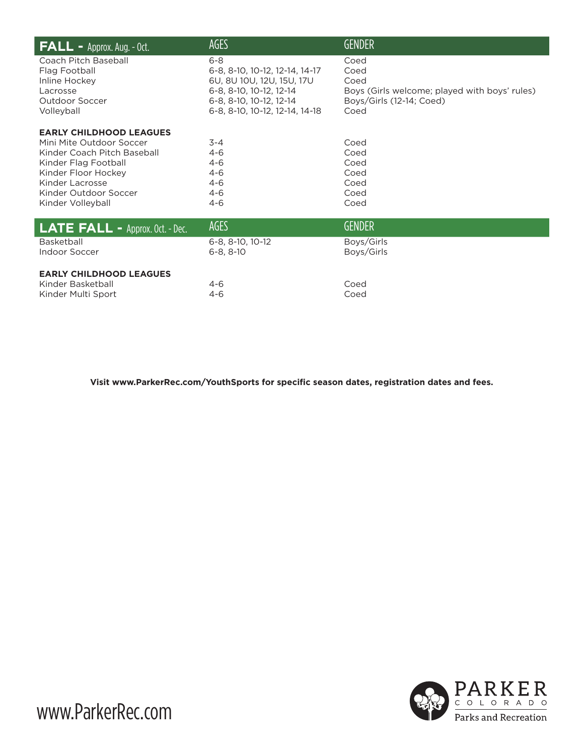| FALL - Approx. Aug. - Oct. | AGES | GENDER |
| --- | --- | --- |
| Coach Pitch Baseball | 6-8 | Coed |
| Flag Football | 6-8, 8-10, 10-12, 12-14, 14-17 | Coed |
| Inline Hockey | 6U, 8U 10U, 12U, 15U, 17U | Coed |
| Lacrosse | 6-8, 8-10, 10-12, 12-14 | Boys (Girls welcome; played with boys' rules) |
| Outdoor Soccer | 6-8, 8-10, 10-12, 12-14 | Boys/Girls (12-14; Coed) |
| Volleyball | 6-8, 8-10, 10-12, 12-14, 14-18 | Coed |
| **EARLY CHILDHOOD LEAGUES** | | |
| Mini Mite Outdoor Soccer | 3-4 | Coed |
| Kinder Coach Pitch Baseball | 4-6 | Coed |
| Kinder Flag Football | 4-6 | Coed |
| Kinder Floor Hockey | 4-6 | Coed |
| Kinder Lacrosse | 4-6 | Coed |
| Kinder Outdoor Soccer | 4-6 | Coed |
| Kinder Volleyball | 4-6 | Coed |

| LATE FALL - Approx. Oct. - Dec. | AGES | GENDER |
| --- | --- | --- |
| Basketball | 6-8, 8-10, 10-12 | Boys/Girls |
| Indoor Soccer | 6-8, 8-10 | Boys/Girls |
| **EARLY CHILDHOOD LEAGUES** | | |
| Kinder Basketball | 4-6 | Coed |
| Kinder Multi Sport | 4-6 | Coed |

**Visit www.ParkerRec.com/YouthSports for specific season dates, registration dates and fees.**

www.ParkerRec.com

PARKER COLORADO Parks and Recreation